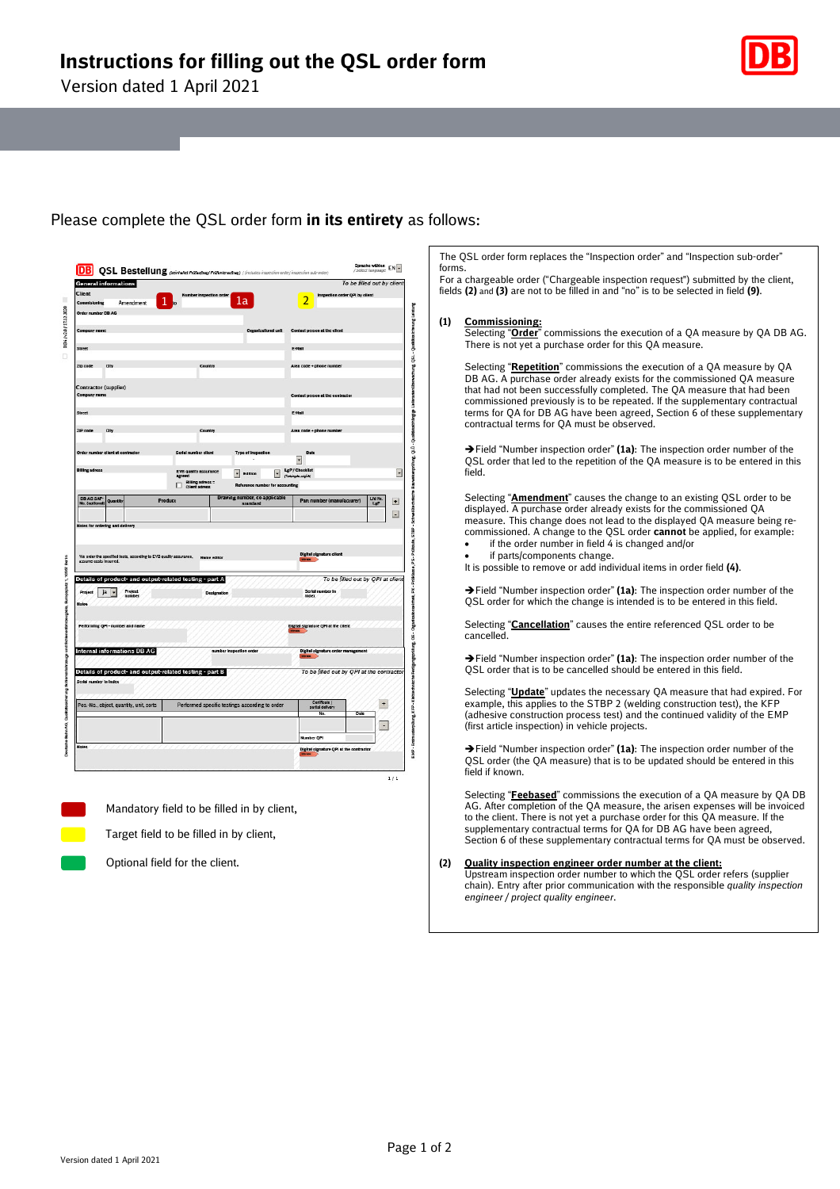# Instructions for filling out the QSL order form

Version dated 1 April 2021

Please complete the QSL order form **in its entirety** as follows:

Mandatory field to be filled in by client,

Target field to be filled in by client,

Optional field for the client.

The QSL order form replaces the "Inspection order" and "Inspection sub-order" forms.
For a chargeable order ("Chargeable inspection request") submitted by the client, fields **(2)** and **(3)** are not to be filled in and "no" is to be selected in field **(9)**.

**(1) Commissioning:**

Selecting "**Order**" commissions the execution of a QA measure by QA DB AG. There is not yet a purchase order for this QA measure.

Selecting "**Repetition**" commissions the execution of a QA measure by QA DB AG. A purchase order already exists for the commissioned QA measure that had not been successfully completed. The QA measure that had been commissioned previously is to be repeated. If the supplementary contractual terms for QA for DB AG have been agreed, Section 6 of these supplementary contractual terms for QA must be observed.

➔Field "Number inspection order" **(1a)**: The inspection order number of the QSL order that led to the repetition of the QA measure is to be entered in this field.

Selecting "**Amendment**" causes the change to an existing QSL order to be displayed. A purchase order already exists for the commissioned QA measure. This change does not lead to the displayed QA measure being re-commissioned. A change to the QSL order **cannot** be applied, for example:

- if the order number in field 4 is changed and/or
- if parts/components change.

It is possible to remove or add individual items in order field **(4)**.

➔Field "Number inspection order" **(1a)**: The inspection order number of the QSL order for which the change is intended is to be entered in this field.

Selecting "**Cancellation**" causes the entire referenced QSL order to be cancelled.

➔Field "Number inspection order" **(1a)**: The inspection order number of the QSL order that is to be cancelled should be entered in this field.

Selecting "**Update**" updates the necessary QA measure that had expired. For example, this applies to the STBP 2 (welding construction test), the KFP (adhesive construction process test) and the continued validity of the EMP (first article inspection) in vehicle projects.

➔Field "Number inspection order" **(1a)**: The inspection order number of the QSL order (the QA measure) that is to be updated should be entered in this field if known.

Selecting "**Feebased**" commissions the execution of a QA measure by QA DB AG. After completion of the QA measure, the arisen expenses will be invoiced to the client. There is not yet a purchase order for this QA measure. If the supplementary contractual terms for QA for DB AG have been agreed, Section 6 of these supplementary contractual terms for QA must be observed.

**(2) Quality inspection engineer order number at the client:**

Upstream inspection order number to which the QSL order refers (supplier chain). Entry after prior communication with the responsible *quality inspection engineer / project quality engineer*.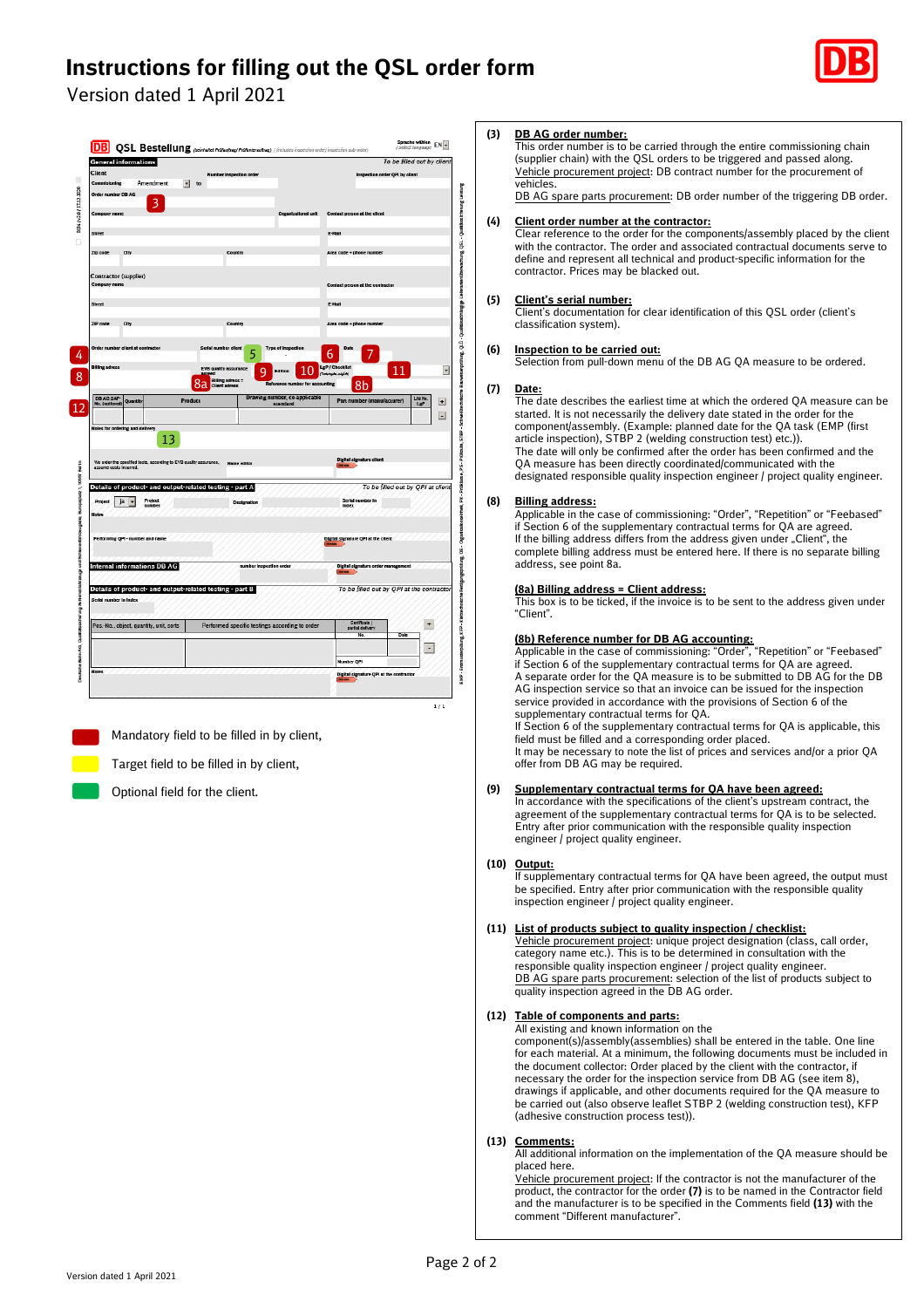# Instructions for filling out the QSL order form

Version dated 1 April 2021

Mandatory field to be filled in by client,

Target field to be filled in by client,

Optional field for the client.

**(3) DB AG order number:**
This order number is to be carried through the entire commissioning chain (supplier chain) with the QSL orders to be triggered and passed along.
Vehicle procurement project: DB contract number for the procurement of vehicles.
DB AG spare parts procurement: DB order number of the triggering DB order.

**(4) Client order number at the contractor:**
Clear reference to the order for the components/assembly placed by the client with the contractor. The order and associated contractual documents serve to define and represent all technical and product-specific information for the contractor. Prices may be blacked out.

**(5) Client's serial number:**
Client's documentation for clear identification of this QSL order (client's classification system).

**(6) Inspection to be carried out:**
Selection from pull-down menu of the DB AG QA measure to be ordered.

**(7) Date:**
The date describes the earliest time at which the ordered QA measure can be started. It is not necessarily the delivery date stated in the order for the component/assembly. (Example: planned date for the QA task (EMP (first article inspection), STBP 2 (welding construction test) etc.)).
The date will only be confirmed after the order has been confirmed and the QA measure has been directly coordinated/communicated with the designated responsible quality inspection engineer / project quality engineer.

**(8) Billing address:**
Applicable in the case of commissioning: "Order", "Repetition" or "Feebased" if Section 6 of the supplementary contractual terms for QA are agreed.
If the billing address differs from the address given under „Client", the complete billing address must be entered here. If there is no separate billing address, see point 8a.

**(8a) Billing address = Client address:**
This box is to be ticked, if the invoice is to be sent to the address given under "Client".

**(8b) Reference number for DB AG accounting:**
Applicable in the case of commissioning: "Order", "Repetition" or "Feebased" if Section 6 of the supplementary contractual terms for QA are agreed.
A separate order for the QA measure is to be submitted to DB AG for the DB AG inspection service so that an invoice can be issued for the inspection service provided in accordance with the provisions of Section 6 of the supplementary contractual terms for QA.
If Section 6 of the supplementary contractual terms for QA is applicable, this field must be filled and a corresponding order placed.
It may be necessary to note the list of prices and services and/or a prior QA offer from DB AG may be required.

**(9) Supplementary contractual terms for QA have been agreed:**
In accordance with the specifications of the client's upstream contract, the agreement of the supplementary contractual terms for QA is to be selected. Entry after prior communication with the responsible quality inspection engineer / project quality engineer.

**(10) Output:**
If supplementary contractual terms for QA have been agreed, the output must be specified. Entry after prior communication with the responsible quality inspection engineer / project quality engineer.

**(11) List of products subject to quality inspection / checklist:**
Vehicle procurement project: unique project designation (class, call order, category name etc.). This is to be determined in consultation with the responsible quality inspection engineer / project quality engineer.
DB AG spare parts procurement: selection of the list of products subject to quality inspection agreed in the DB AG order.

**(12) Table of components and parts:**
All existing and known information on the component(s)/assembly(assemblies) shall be entered in the table. One line for each material. At a minimum, the following documents must be included in the document collector: Order placed by the client with the contractor, if necessary the order for the inspection service from DB AG (see item 8), drawings if applicable, and other documents required for the QA measure to be carried out (also observe leaflet STBP 2 (welding construction test), KFP (adhesive construction process test)).

**(13) Comments:**
All additional information on the implementation of the QA measure should be placed here.
Vehicle procurement project: If the contractor is not the manufacturer of the product, the contractor for the order **(7)** is to be named in the Contractor field and the manufacturer is to be specified in the Comments field **(13)** with the comment "Different manufacturer".